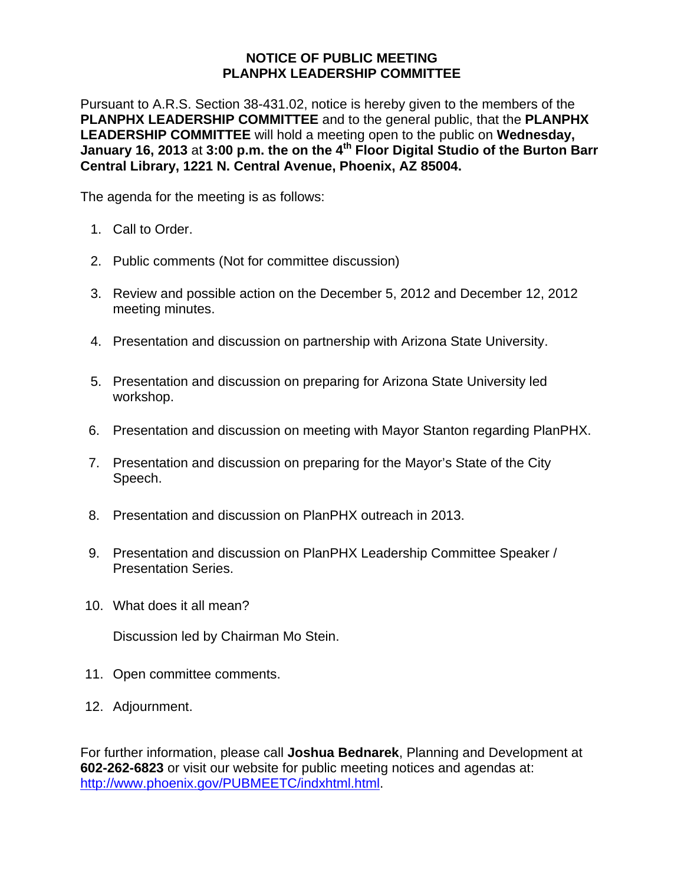# NOTICE OF PUBLIC MEETING
# PLANPHX LEADERSHIP COMMITTEE

Pursuant to A.R.S. Section 38-431.02, notice is hereby given to the members of the **PLANPHX LEADERSHIP COMMITTEE** and to the general public, that the **PLANPHX LEADERSHIP COMMITTEE** will hold a meeting open to the public on **Wednesday, January 16, 2013** at **3:00 p.m. the on the 4th Floor Digital Studio of the Burton Barr Central Library, 1221 N. Central Avenue, Phoenix, AZ 85004.**

The agenda for the meeting is as follows:

1. Call to Order.
2. Public comments (Not for committee discussion)
3. Review and possible action on the December 5, 2012 and December 12, 2012 meeting minutes.
4. Presentation and discussion on partnership with Arizona State University.
5. Presentation and discussion on preparing for Arizona State University led workshop.
6. Presentation and discussion on meeting with Mayor Stanton regarding PlanPHX.
7. Presentation and discussion on preparing for the Mayor's State of the City Speech.
8. Presentation and discussion on PlanPHX outreach in 2013.
9. Presentation and discussion on PlanPHX Leadership Committee Speaker / Presentation Series.
10. What does it all mean?

    Discussion led by Chairman Mo Stein.
11. Open committee comments.
12. Adjournment.

For further information, please call **Joshua Bednarek**, Planning and Development at **602-262-6823** or visit our website for public meeting notices and agendas at: http://www.phoenix.gov/PUBMEETC/indxhtml.html.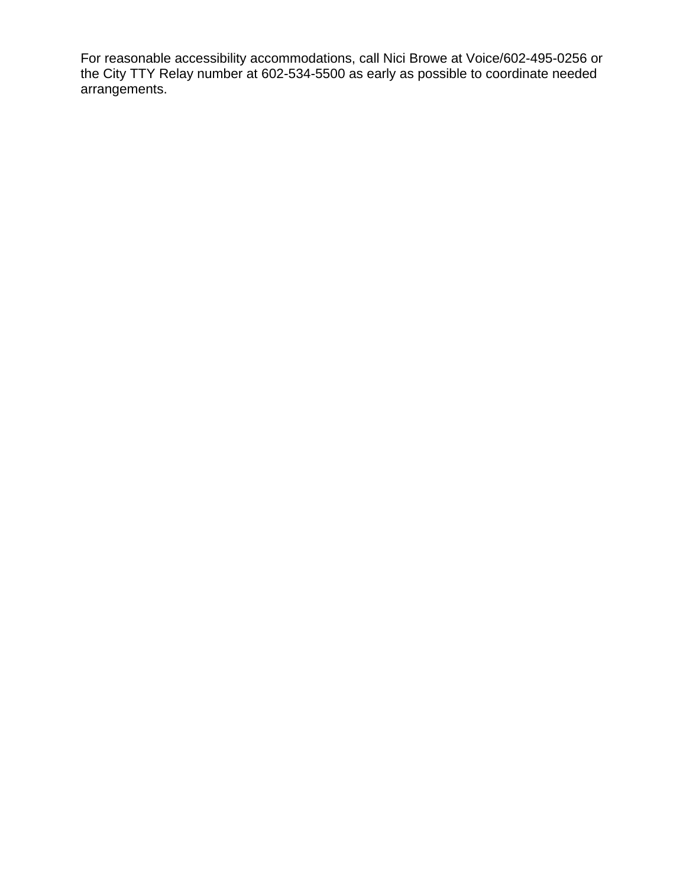For reasonable accessibility accommodations, call Nici Browe at Voice/602-495-0256 or the City TTY Relay number at 602-534-5500 as early as possible to coordinate needed arrangements.